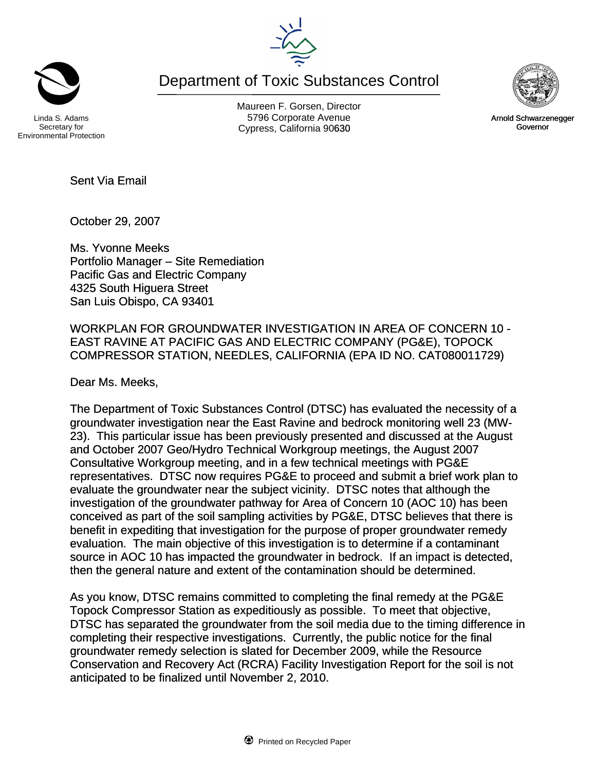Linda S. Adams
Secretary for
Environmental Protection

# Department of Toxic Substances Control

Maureen F. Gorsen, Director
5796 Corporate Avenue
Cypress, California 90630

Arnold Schwarzenegger
Governor

Sent Via Email

October 29, 2007

Ms. Yvonne Meeks
Portfolio Manager – Site Remediation
Pacific Gas and Electric Company
4325 South Higuera Street
San Luis Obispo, CA 93401

WORKPLAN FOR GROUNDWATER INVESTIGATION IN AREA OF CONCERN 10 - EAST RAVINE AT PACIFIC GAS AND ELECTRIC COMPANY (PG&E), TOPOCK COMPRESSOR STATION, NEEDLES, CALIFORNIA (EPA ID NO. CAT080011729)

Dear Ms. Meeks,

The Department of Toxic Substances Control (DTSC) has evaluated the necessity of a groundwater investigation near the East Ravine and bedrock monitoring well 23 (MW-23). This particular issue has been previously presented and discussed at the August and October 2007 Geo/Hydro Technical Workgroup meetings, the August 2007 Consultative Workgroup meeting, and in a few technical meetings with PG&E representatives. DTSC now requires PG&E to proceed and submit a brief work plan to evaluate the groundwater near the subject vicinity. DTSC notes that although the investigation of the groundwater pathway for Area of Concern 10 (AOC 10) has been conceived as part of the soil sampling activities by PG&E, DTSC believes that there is benefit in expediting that investigation for the purpose of proper groundwater remedy evaluation. The main objective of this investigation is to determine if a contaminant source in AOC 10 has impacted the groundwater in bedrock. If an impact is detected, then the general nature and extent of the contamination should be determined.

As you know, DTSC remains committed to completing the final remedy at the PG&E Topock Compressor Station as expeditiously as possible. To meet that objective, DTSC has separated the groundwater from the soil media due to the timing difference in completing their respective investigations. Currently, the public notice for the final groundwater remedy selection is slated for December 2009, while the Resource Conservation and Recovery Act (RCRA) Facility Investigation Report for the soil is not anticipated to be finalized until November 2, 2010.

Printed on Recycled Paper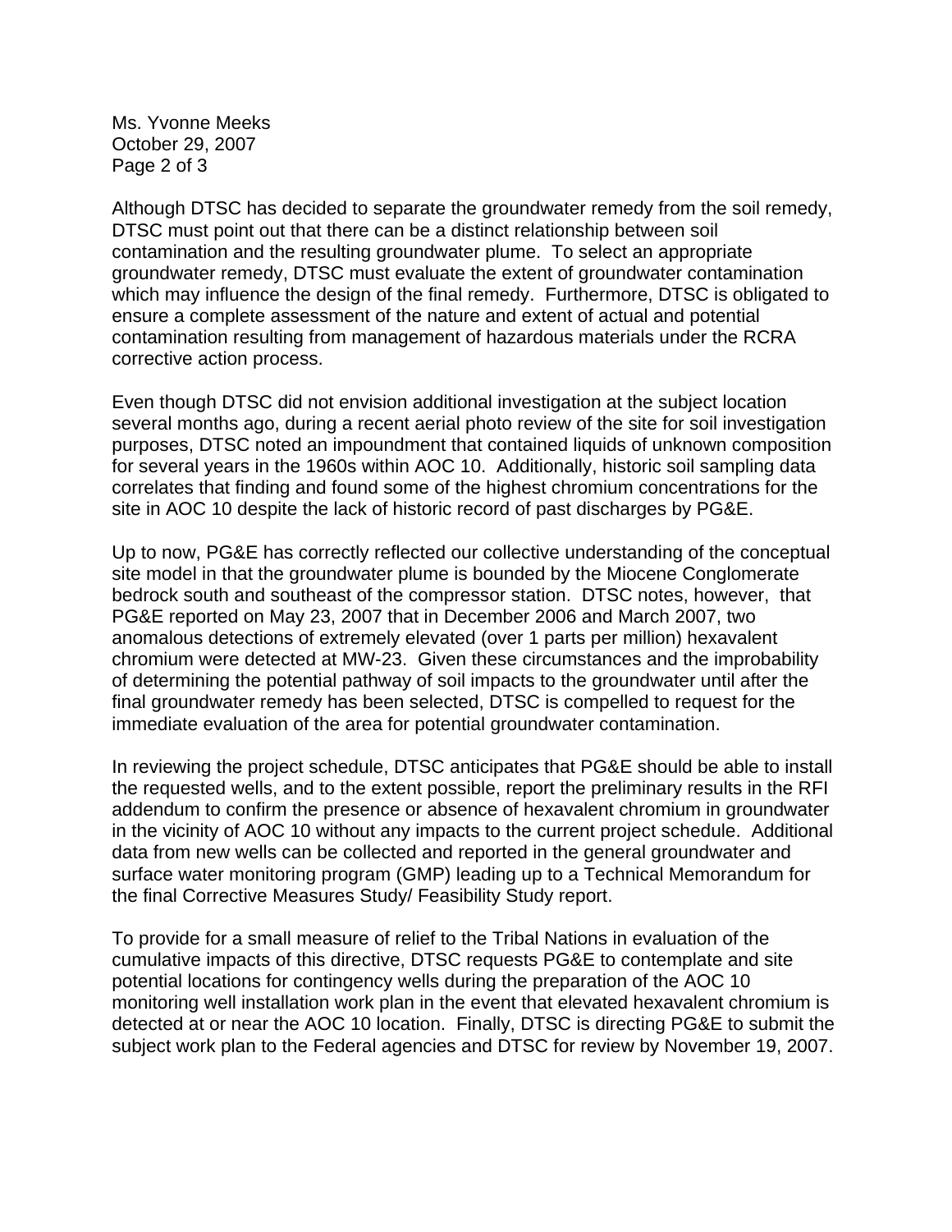Although DTSC has decided to separate the groundwater remedy from the soil remedy, DTSC must point out that there can be a distinct relationship between soil contamination and the resulting groundwater plume. To select an appropriate groundwater remedy, DTSC must evaluate the extent of groundwater contamination which may influence the design of the final remedy. Furthermore, DTSC is obligated to ensure a complete assessment of the nature and extent of actual and potential contamination resulting from management of hazardous materials under the RCRA corrective action process.

Even though DTSC did not envision additional investigation at the subject location several months ago, during a recent aerial photo review of the site for soil investigation purposes, DTSC noted an impoundment that contained liquids of unknown composition for several years in the 1960s within AOC 10. Additionally, historic soil sampling data correlates that finding and found some of the highest chromium concentrations for the site in AOC 10 despite the lack of historic record of past discharges by PG&E.

Up to now, PG&E has correctly reflected our collective understanding of the conceptual site model in that the groundwater plume is bounded by the Miocene Conglomerate bedrock south and southeast of the compressor station. DTSC notes, however, that PG&E reported on May 23, 2007 that in December 2006 and March 2007, two anomalous detections of extremely elevated (over 1 parts per million) hexavalent chromium were detected at MW-23. Given these circumstances and the improbability of determining the potential pathway of soil impacts to the groundwater until after the final groundwater remedy has been selected, DTSC is compelled to request for the immediate evaluation of the area for potential groundwater contamination.

In reviewing the project schedule, DTSC anticipates that PG&E should be able to install the requested wells, and to the extent possible, report the preliminary results in the RFI addendum to confirm the presence or absence of hexavalent chromium in groundwater in the vicinity of AOC 10 without any impacts to the current project schedule. Additional data from new wells can be collected and reported in the general groundwater and surface water monitoring program (GMP) leading up to a Technical Memorandum for the final Corrective Measures Study/ Feasibility Study report.

To provide for a small measure of relief to the Tribal Nations in evaluation of the cumulative impacts of this directive, DTSC requests PG&E to contemplate and site potential locations for contingency wells during the preparation of the AOC 10 monitoring well installation work plan in the event that elevated hexavalent chromium is detected at or near the AOC 10 location. Finally, DTSC is directing PG&E to submit the subject work plan to the Federal agencies and DTSC for review by November 19, 2007.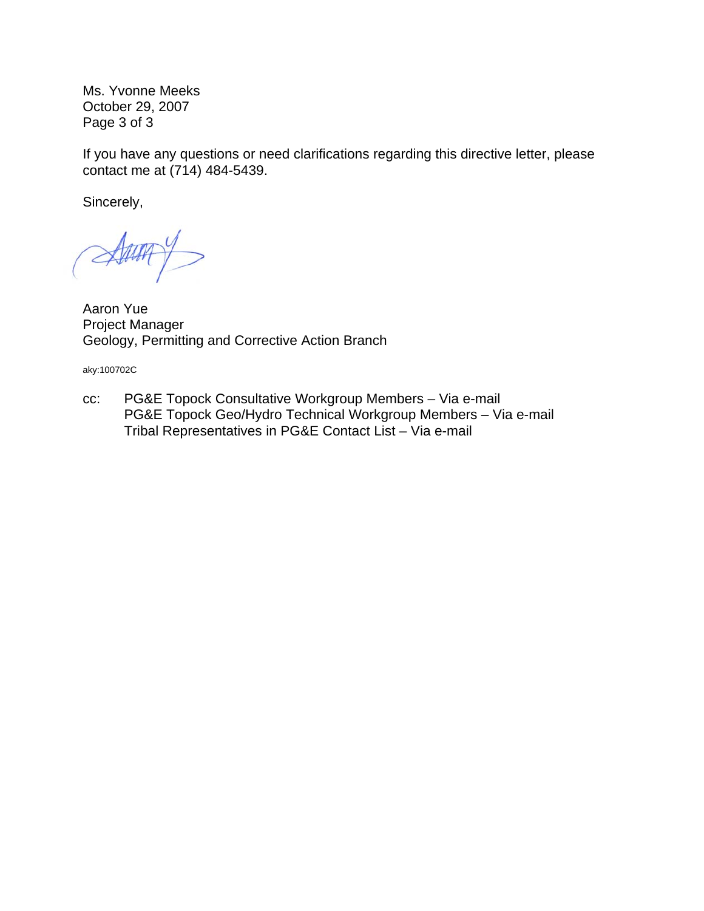Ms. Yvonne Meeks
October 29, 2007

If you have any questions or need clarifications regarding this directive letter, please contact me at (714) 484-5439.

Sincerely,

Aaron Yue
Project Manager
Geology, Permitting and Corrective Action Branch

aky:100702C

cc: PG&E Topock Consultative Workgroup Members – Via e-mail
PG&E Topock Geo/Hydro Technical Workgroup Members – Via e-mail
Tribal Representatives in PG&E Contact List – Via e-mail